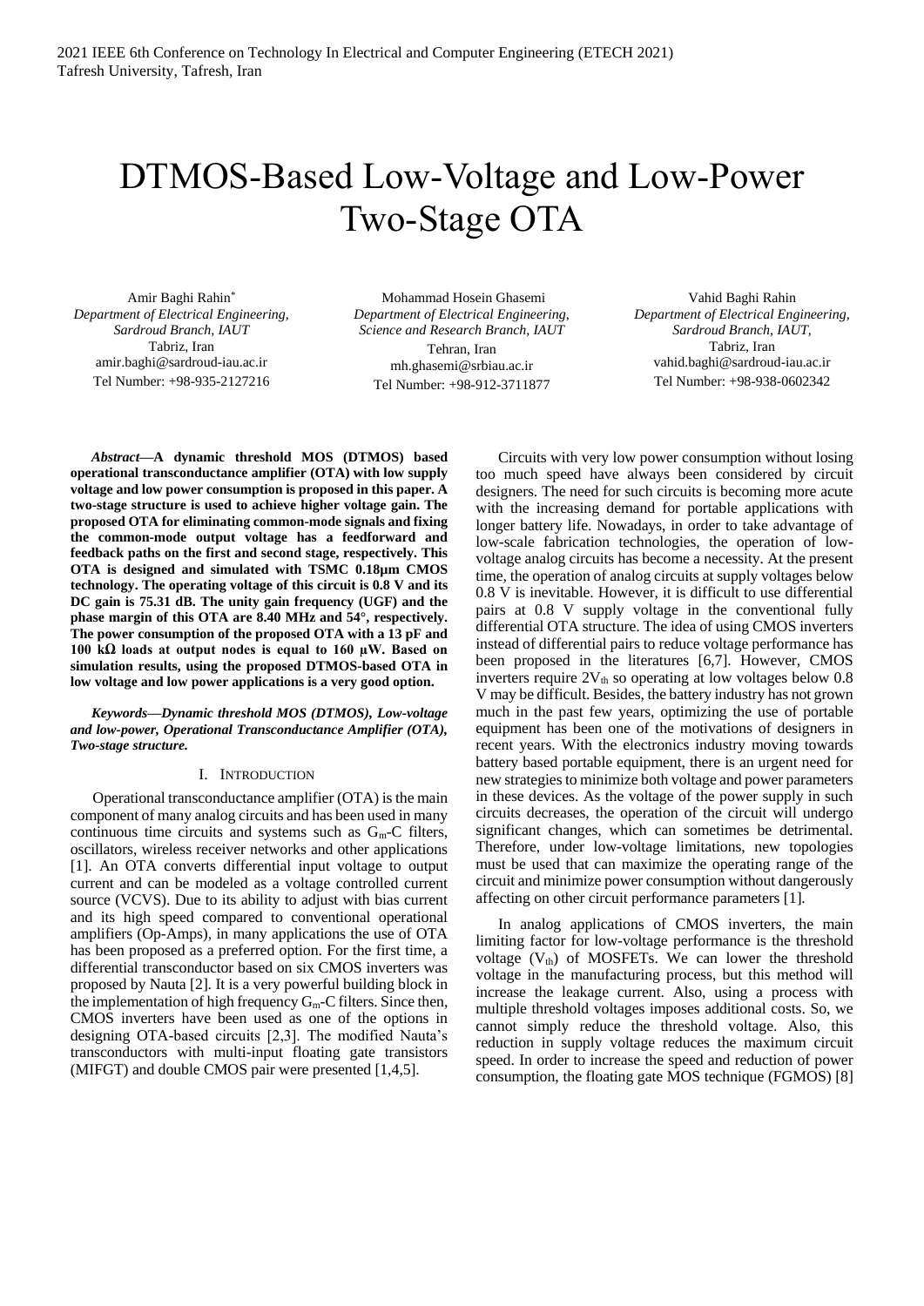# DTMOS-Based Low-Voltage and Low-Power Two-Stage OTA

Amir Baghi Rahin*
*Department of Electrical Engineering, Sardroud Branch, IAUT*
Tabriz, Iran
amir.baghi@sardroud-iau.ac.ir
Tel Number: +98-935-2127216

Mohammad Hosein Ghasemi
*Department of Electrical Engineering, Science and Research Branch, IAUT*
Tehran, Iran
mh.ghasemi@srbiau.ac.ir
Tel Number: +98-912-3711877

Vahid Baghi Rahin
*Department of Electrical Engineering, Sardroud Branch, IAUT,*
Tabriz, Iran
vahid.baghi@sardroud-iau.ac.ir
Tel Number: +98-938-0602342

***Abstract*—A dynamic threshold MOS (DTMOS) based operational transconductance amplifier (OTA) with low supply voltage and low power consumption is proposed in this paper. A two-stage structure is used to achieve higher voltage gain. The proposed OTA for eliminating common-mode signals and fixing the common-mode output voltage has a feedforward and feedback paths on the first and second stage, respectively. This OTA is designed and simulated with TSMC 0.18µm CMOS technology. The operating voltage of this circuit is 0.8 V and its DC gain is 75.31 dB. The unity gain frequency (UGF) and the phase margin of this OTA are 8.40 MHz and 54°, respectively. The power consumption of the proposed OTA with a 13 pF and 100 kΩ loads at output nodes is equal to 160 µW. Based on simulation results, using the proposed DTMOS-based OTA in low voltage and low power applications is a very good option.**

***Keywords*—*Dynamic threshold MOS (DTMOS), Low-voltage and low-power, Operational Transconductance Amplifier (OTA), Two-stage structure.***

## I. Introduction

Operational transconductance amplifier (OTA) is the main component of many analog circuits and has been used in many continuous time circuits and systems such as $G_m$-C filters, oscillators, wireless receiver networks and other applications [1]. An OTA converts differential input voltage to output current and can be modeled as a voltage controlled current source (VCVS). Due to its ability to adjust with bias current and its high speed compared to conventional operational amplifiers (Op-Amps), in many applications the use of OTA has been proposed as a preferred option. For the first time, a differential transconductor based on six CMOS inverters was proposed by Nauta [2]. It is a very powerful building block in the implementation of high frequency $G_m$-C filters. Since then, CMOS inverters have been used as one of the options in designing OTA-based circuits [2,3]. The modified Nauta's transconductors with multi-input floating gate transistors (MIFGT) and double CMOS pair were presented [1,4,5].

Circuits with very low power consumption without losing too much speed have always been considered by circuit designers. The need for such circuits is becoming more acute with the increasing demand for portable applications with longer battery life. Nowadays, in order to take advantage of low-scale fabrication technologies, the operation of low-voltage analog circuits has become a necessity. At the present time, the operation of analog circuits at supply voltages below 0.8 V is inevitable. However, it is difficult to use differential pairs at 0.8 V supply voltage in the conventional fully differential OTA structure. The idea of using CMOS inverters instead of differential pairs to reduce voltage performance has been proposed in the literatures [6,7]. However, CMOS inverters require $2V_{th}$ so operating at low voltages below 0.8 V may be difficult. Besides, the battery industry has not grown much in the past few years, optimizing the use of portable equipment has been one of the motivations of designers in recent years. With the electronics industry moving towards battery based portable equipment, there is an urgent need for new strategies to minimize both voltage and power parameters in these devices. As the voltage of the power supply in such circuits decreases, the operation of the circuit will undergo significant changes, which can sometimes be detrimental. Therefore, under low-voltage limitations, new topologies must be used that can maximize the operating range of the circuit and minimize power consumption without dangerously affecting on other circuit performance parameters [1].

In analog applications of CMOS inverters, the main limiting factor for low-voltage performance is the threshold voltage ($V_{th}$) of MOSFETs. We can lower the threshold voltage in the manufacturing process, but this method will increase the leakage current. Also, using a process with multiple threshold voltages imposes additional costs. So, we cannot simply reduce the threshold voltage. Also, this reduction in supply voltage reduces the maximum circuit speed. In order to increase the speed and reduction of power consumption, the floating gate MOS technique (FGMOS) [8]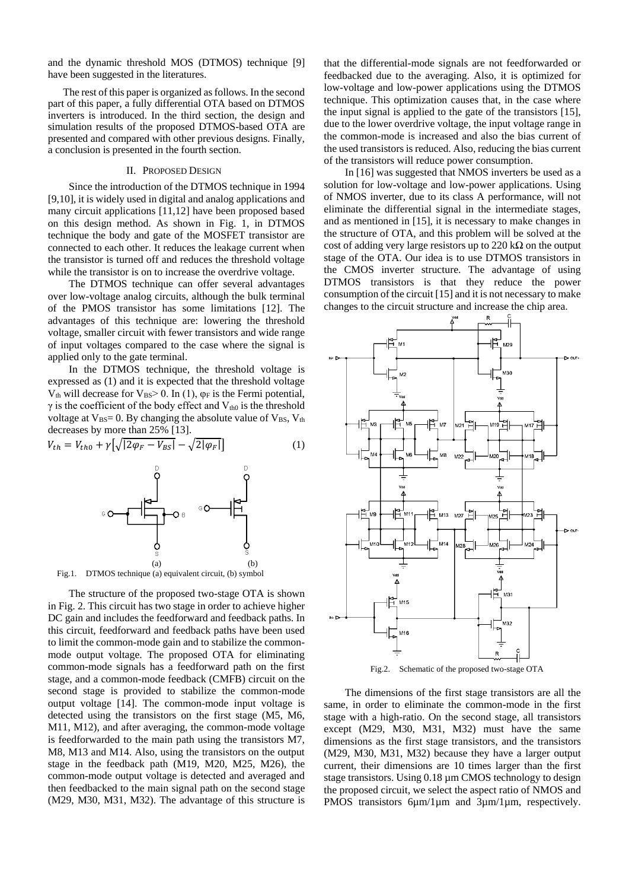and the dynamic threshold MOS (DTMOS) technique [9] have been suggested in the literatures.

The rest of this paper is organized as follows. In the second part of this paper, a fully differential OTA based on DTMOS inverters is introduced. In the third section, the design and simulation results of the proposed DTMOS-based OTA are presented and compared with other previous designs. Finally, a conclusion is presented in the fourth section.

## II. Proposed Design

Since the introduction of the DTMOS technique in 1994 [9,10], it is widely used in digital and analog applications and many circuit applications [11,12] have been proposed based on this design method. As shown in Fig. 1, in DTMOS technique the body and gate of the MOSFET transistor are connected to each other. It reduces the leakage current when the transistor is turned off and reduces the threshold voltage while the transistor is on to increase the overdrive voltage.

The DTMOS technique can offer several advantages over low-voltage analog circuits, although the bulk terminal of the PMOS transistor has some limitations [12]. The advantages of this technique are: lowering the threshold voltage, smaller circuit with fewer transistors and wide range of input voltages compared to the case where the signal is applied only to the gate terminal.

In the DTMOS technique, the threshold voltage is expressed as (1) and it is expected that the threshold voltage $V_{th}$ will decrease for $V_{BS} > 0$. In (1), $\varphi_F$ is the Fermi potential, $\gamma$ is the coefficient of the body effect and $V_{th0}$ is the threshold voltage at $V_{BS} = 0$. By changing the absolute value of $V_{BS}$, $V_{th}$ decreases by more than 25% [13].

$$V_{th} = V_{th0} + \gamma\left[\sqrt{|2\varphi_F - V_{BS}|} - \sqrt{2|\varphi_F|}\right] \tag{1}$$

Fig.1. DTMOS technique (a) equivalent circuit, (b) symbol

The structure of the proposed two-stage OTA is shown in Fig. 2. This circuit has two stage in order to achieve higher DC gain and includes the feedforward and feedback paths. In this circuit, feedforward and feedback paths have been used to limit the common-mode gain and to stabilize the common-mode output voltage. The proposed OTA for eliminating common-mode signals has a feedforward path on the first stage, and a common-mode feedback (CMFB) circuit on the second stage is provided to stabilize the common-mode output voltage [14]. The common-mode input voltage is detected using the transistors on the first stage (M5, M6, M11, M12), and after averaging, the common-mode voltage is feedforwarded to the main path using the transistors M7, M8, M13 and M14. Also, using the transistors on the output stage in the feedback path (M19, M20, M25, M26), the common-mode output voltage is detected and averaged and then feedbacked to the main signal path on the second stage (M29, M30, M31, M32). The advantage of this structure is that the differential-mode signals are not feedforwarded or feedbacked due to the averaging. Also, it is optimized for low-voltage and low-power applications using the DTMOS technique. This optimization causes that, in the case where the input signal is applied to the gate of the transistors [15], due to the lower overdrive voltage, the input voltage range in the common-mode is increased and also the bias current of the used transistors is reduced. Also, reducing the bias current of the transistors will reduce power consumption.

In [16] was suggested that NMOS inverters be used as a solution for low-voltage and low-power applications. Using of NMOS inverter, due to its class A performance, will not eliminate the differential signal in the intermediate stages, and as mentioned in [15], it is necessary to make changes in the structure of OTA, and this problem will be solved at the cost of adding very large resistors up to 220 kΩ on the output stage of the OTA. Our idea is to use DTMOS transistors in the CMOS inverter structure. The advantage of using DTMOS transistors is that they reduce the power consumption of the circuit [15] and it is not necessary to make changes to the circuit structure and increase the chip area.

Fig.2. Schematic of the proposed two-stage OTA

The dimensions of the first stage transistors are all the same, in order to eliminate the common-mode in the first stage with a high-ratio. On the second stage, all transistors except (M29, M30, M31, M32) must have the same dimensions as the first stage transistors, and the transistors (M29, M30, M31, M32) because they have a larger output current, their dimensions are 10 times larger than the first stage transistors. Using 0.18 µm CMOS technology to design the proposed circuit, we select the aspect ratio of NMOS and PMOS transistors 6µm/1µm and 3µm/1µm, respectively.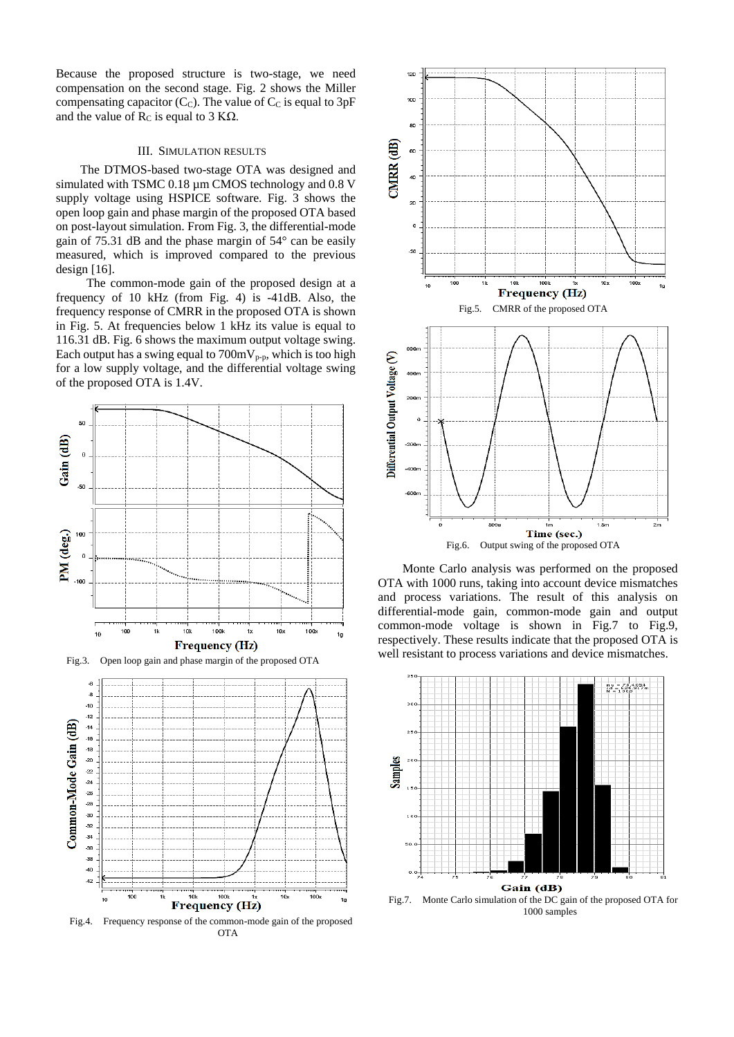Because the proposed structure is two-stage, we need compensation on the second stage. Fig. 2 shows the Miller compensating capacitor ($C_C$). The value of $C_C$ is equal to 3pF and the value of $R_C$ is equal to 3 KΩ.

### III. Simulation Results

The DTMOS-based two-stage OTA was designed and simulated with TSMC 0.18 µm CMOS technology and 0.8 V supply voltage using HSPICE software. Fig. 3 shows the open loop gain and phase margin of the proposed OTA based on post-layout simulation. From Fig. 3, the differential-mode gain of 75.31 dB and the phase margin of 54° can be easily measured, which is improved compared to the previous design [16].

The common-mode gain of the proposed design at a frequency of 10 kHz (from Fig. 4) is -41dB. Also, the frequency response of CMRR in the proposed OTA is shown in Fig. 5. At frequencies below 1 kHz its value is equal to 116.31 dB. Fig. 6 shows the maximum output voltage swing. Each output has a swing equal to $700mV_{p-p}$, which is too high for a low supply voltage, and the differential voltage swing of the proposed OTA is 1.4V.

Fig.3. Open loop gain and phase margin of the proposed OTA

Fig.4. Frequency response of the common-mode gain of the proposed OTA

Fig.5. CMRR of the proposed OTA

Fig.6. Output swing of the proposed OTA

Monte Carlo analysis was performed on the proposed OTA with 1000 runs, taking into account device mismatches and process variations. The result of this analysis on differential-mode gain, common-mode gain and output common-mode voltage is shown in Fig.7 to Fig.9, respectively. These results indicate that the proposed OTA is well resistant to process variations and device mismatches.

Fig.7. Monte Carlo simulation of the DC gain of the proposed OTA for 1000 samples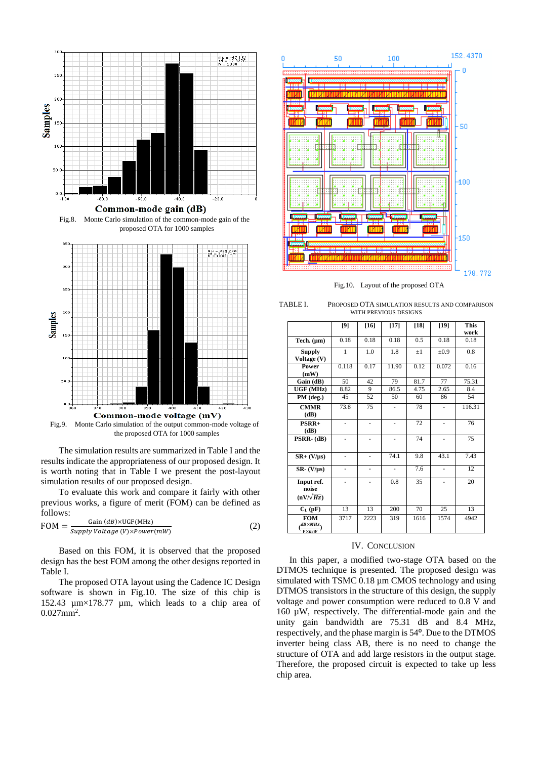Fig.8. Monte Carlo simulation of the common-mode gain of the proposed OTA for 1000 samples

Fig.9. Monte Carlo simulation of the output common-mode voltage of the proposed OTA for 1000 samples

The simulation results are summarized in Table I and the results indicate the appropriateness of our proposed design. It is worth noting that in Table I we present the post-layout simulation results of our proposed design.

To evaluate this work and compare it fairly with other previous works, a figure of merit (FOM) can be defined as follows:

$$\mathrm{FOM} = \frac{\mathrm{Gain}\ (dB) \times \mathrm{UGF(MHz)}}{Supply\ Voltage\ (V) \times Power\,(mW)} \qquad (2)$$

Based on this FOM, it is observed that the proposed design has the best FOM among the other designs reported in Table I.

The proposed OTA layout using the Cadence IC Design software is shown in Fig.10. The size of this chip is 152.43 µm×178.77 µm, which leads to a chip area of 0.027mm$^2$.

Fig.10. Layout of the proposed OTA

TABLE I. PROPOSED OTA SIMULATION RESULTS AND COMPARISON WITH PREVIOUS DESIGNS

| | [9] | [16] | [17] | [18] | [19] | This work |
|---|---|---|---|---|---|---|
| Tech. (µm) | 0.18 | 0.18 | 0.18 | 0.5 | 0.18 | 0.18 |
| Supply Voltage (V) | 1 | 1.0 | 1.8 | ±1 | ±0.9 | 0.8 |
| Power (mW) | 0.118 | 0.17 | 11.90 | 0.12 | 0.072 | 0.16 |
| Gain (dB) | 50 | 42 | 79 | 81.7 | 77 | 75.31 |
| UGF (MHz) | 8.82 | 9 | 86.5 | 4.75 | 2.65 | 8.4 |
| PM (deg.) | 45 | 52 | 50 | 60 | 86 | 54 |
| CMMR (dB) | 73.8 | 75 | - | 78 | - | 116.31 |
| PSRR+ (dB) | - | - | - | 72 | - | 76 |
| PSRR- (dB) | - | - | - | 74 | - | 75 |
| SR+ (V/µs) | - | - | 74.1 | 9.8 | 43.1 | 7.43 |
| SR- (V/µs) | - | - | - | 7.6 | - | 12 |
| Input ref. noise ($nV/\sqrt{Hz}$) | - | - | 0.8 | 35 | - | 20 |
| $C_L$ (pF) | 13 | 13 | 200 | 70 | 25 | 13 |
| FOM ($\frac{dB \times MHz}{V \times mW}$) | 3717 | 2223 | 319 | 1616 | 1574 | 4942 |

## IV. Conclusion

In this paper, a modified two-stage OTA based on the DTMOS technique is presented. The proposed design was simulated with TSMC 0.18 µm CMOS technology and using DTMOS transistors in the structure of this design, the supply voltage and power consumption were reduced to 0.8 V and 160 µW, respectively. The differential-mode gain and the unity gain bandwidth are 75.31 dB and 8.4 MHz, respectively, and the phase margin is 54°. Due to the DTMOS inverter being class AB, there is no need to change the structure of OTA and add large resistors in the output stage. Therefore, the proposed circuit is expected to take up less chip area.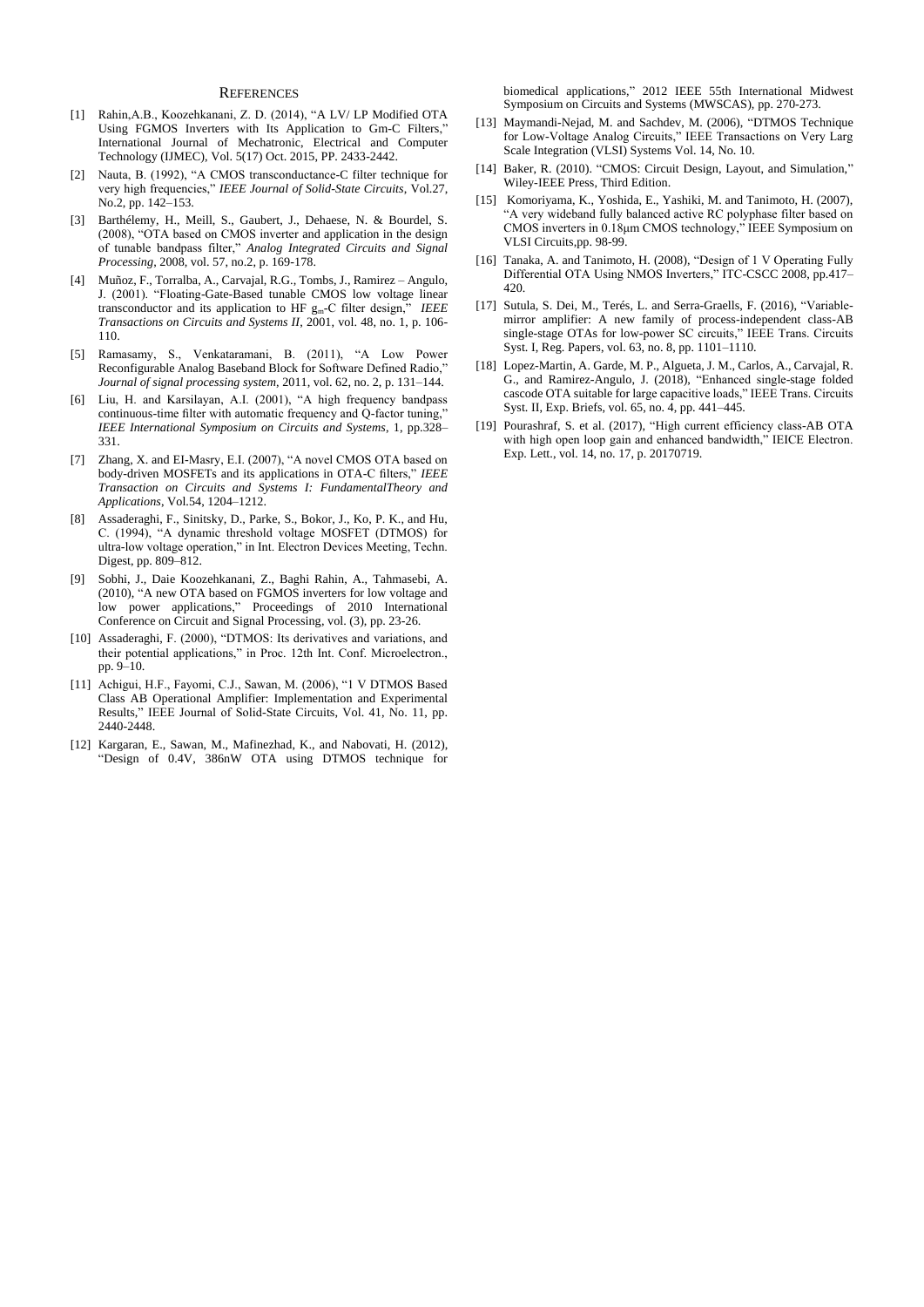## References

[1] Rahin,A.B., Koozehkanani, Z. D. (2014), "A LV/ LP Modified OTA Using FGMOS Inverters with Its Application to Gm-C Filters," International Journal of Mechatronic, Electrical and Computer Technology (IJMEC), Vol. 5(17) Oct. 2015, PP. 2433-2442.

[2] Nauta, B. (1992), "A CMOS transconductance-C filter technique for very high frequencies," *IEEE Journal of Solid-State Circuits*, Vol.27, No.2, pp. 142–153.

[3] Barthélemy, H., Meill, S., Gaubert, J., Dehaese, N. & Bourdel, S. (2008), "OTA based on CMOS inverter and application in the design of tunable bandpass filter," *Analog Integrated Circuits and Signal Processing*, 2008, vol. 57, no.2, p. 169-178.

[4] Muñoz, F., Torralba, A., Carvajal, R.G., Tombs, J., Ramirez – Angulo, J. (2001). "Floating-Gate-Based tunable CMOS low voltage linear transconductor and its application to HF $g_m$-C filter design," *IEEE Transactions on Circuits and Systems II*, 2001, vol. 48, no. 1, p. 106-110.

[5] Ramasamy, S., Venkataramani, B. (2011), "A Low Power Reconfigurable Analog Baseband Block for Software Defined Radio," *Journal of signal processing system*, 2011, vol. 62, no. 2, p. 131–144.

[6] Liu, H. and Karsilayan, A.I. (2001), "A high frequency bandpass continuous-time filter with automatic frequency and Q-factor tuning," *IEEE International Symposium on Circuits and Systems*, 1, pp.328–331.

[7] Zhang, X. and El-Masry, E.I. (2007), "A novel CMOS OTA based on body-driven MOSFETs and its applications in OTA-C filters," *IEEE Transaction on Circuits and Systems I: FundamentalTheory and Applications*, Vol.54, 1204–1212.

[8] Assaderaghi, F., Sinitsky, D., Parke, S., Bokor, J., Ko, P. K., and Hu, C. (1994), "A dynamic threshold voltage MOSFET (DTMOS) for ultra-low voltage operation," in Int. Electron Devices Meeting, Techn. Digest, pp. 809–812.

[9] Sobhi, J., Daie Koozehkanani, Z., Baghi Rahin, A., Tahmasebi, A. (2010), "A new OTA based on FGMOS inverters for low voltage and low power applications," Proceedings of 2010 International Conference on Circuit and Signal Processing, vol. (3), pp. 23-26.

[10] Assaderaghi, F. (2000), "DTMOS: Its derivatives and variations, and their potential applications," in Proc. 12th Int. Conf. Microelectron., pp. 9–10.

[11] Achigui, H.F., Fayomi, C.J., Sawan, M. (2006), "1 V DTMOS Based Class AB Operational Amplifier: Implementation and Experimental Results," IEEE Journal of Solid-State Circuits, Vol. 41, No. 11, pp. 2440-2448.

[12] Kargaran, E., Sawan, M., Mafinezhad, K., and Nabovati, H. (2012), "Design of 0.4V, 386nW OTA using DTMOS technique for biomedical applications," 2012 IEEE 55th International Midwest Symposium on Circuits and Systems (MWSCAS), pp. 270-273.

[13] Maymandi-Nejad, M. and Sachdev, M. (2006), "DTMOS Technique for Low-Voltage Analog Circuits," IEEE Transactions on Very Larg Scale Integration (VLSI) Systems Vol. 14, No. 10.

[14] Baker, R. (2010). "CMOS: Circuit Design, Layout, and Simulation," Wiley-IEEE Press, Third Edition.

[15] Komoriyama, K., Yoshida, E., Yashiki, M. and Tanimoto, H. (2007), "A very wideband fully balanced active RC polyphase filter based on CMOS inverters in 0.18μm CMOS technology," IEEE Symposium on VLSI Circuits,pp. 98-99.

[16] Tanaka, A. and Tanimoto, H. (2008), "Design of 1 V Operating Fully Differential OTA Using NMOS Inverters," ITC-CSCC 2008, pp.417–420.

[17] Sutula, S. Dei, M., Terés, L. and Serra-Graells, F. (2016), "Variable-mirror amplifier: A new family of process-independent class-AB single-stage OTAs for low-power SC circuits," IEEE Trans. Circuits Syst. I, Reg. Papers, vol. 63, no. 8, pp. 1101–1110.

[18] Lopez-Martin, A. Garde, M. P., Algueta, J. M., Carlos, A., Carvajal, R. G., and Ramirez-Angulo, J. (2018), "Enhanced single-stage folded cascode OTA suitable for large capacitive loads," IEEE Trans. Circuits Syst. II, Exp. Briefs, vol. 65, no. 4, pp. 441–445.

[19] Pourashraf, S. et al. (2017), "High current efficiency class-AB OTA with high open loop gain and enhanced bandwidth," IEICE Electron. Exp. Lett., vol. 14, no. 17, p. 20170719.